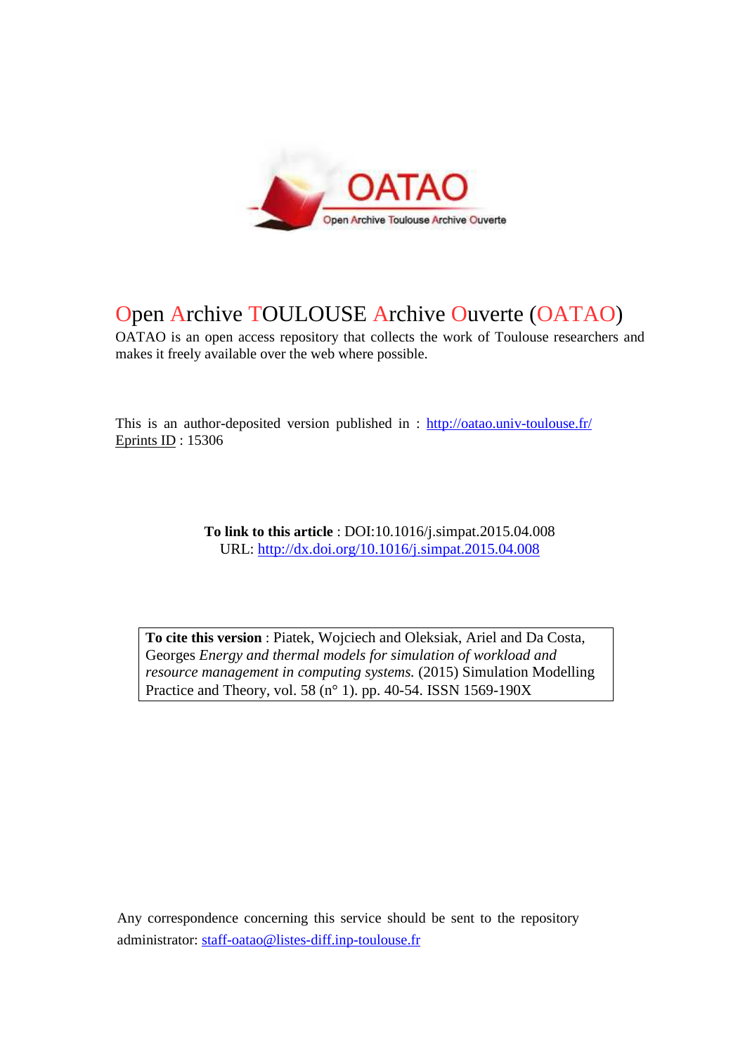# Open Archive TOULOUSE Archive Ouverte (OATAO)

OATAO is an open access repository that collects the work of Toulouse researchers and makes it freely available over the web where possible.

This is an author-deposited version published in : http://oatao.univ-toulouse.fr/
Eprints ID : 15306

**To link to this article** : DOI:10.1016/j.simpat.2015.04.008
URL: http://dx.doi.org/10.1016/j.simpat.2015.04.008

**To cite this version** : Piatek, Wojciech and Oleksiak, Ariel and Da Costa, Georges *Energy and thermal models for simulation of workload and resource management in computing systems.* (2015) Simulation Modelling Practice and Theory, vol. 58 (n° 1). pp. 40-54. ISSN 1569-190X

Any correspondence concerning this service should be sent to the repository administrator: staff-oatao@listes-diff.inp-toulouse.fr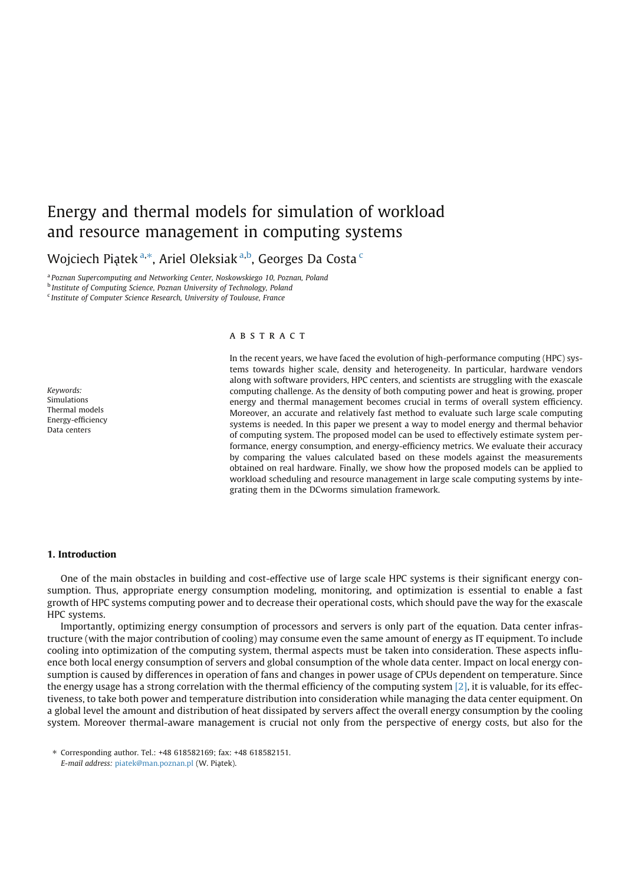# Energy and thermal models for simulation of workload and resource management in computing systems

Wojciech Piątek [a,*], Ariel Oleksiak [a,b], Georges Da Costa [c]

[a] Poznan Supercomputing and Networking Center, Noskowskiego 10, Poznan, Poland

[b] Institute of Computing Science, Poznan University of Technology, Poland

[c] Institute of Computer Science Research, University of Toulouse, France

## ABSTRACT

*Keywords:*
Simulations
Thermal models
Energy-efficiency
Data centers

In the recent years, we have faced the evolution of high-performance computing (HPC) systems towards higher scale, density and heterogeneity. In particular, hardware vendors along with software providers, HPC centers, and scientists are struggling with the exascale computing challenge. As the density of both computing power and heat is growing, proper energy and thermal management becomes crucial in terms of overall system efficiency. Moreover, an accurate and relatively fast method to evaluate such large scale computing systems is needed. In this paper we present a way to model energy and thermal behavior of computing system. The proposed model can be used to effectively estimate system performance, energy consumption, and energy-efficiency metrics. We evaluate their accuracy by comparing the values calculated based on these models against the measurements obtained on real hardware. Finally, we show how the proposed models can be applied to workload scheduling and resource management in large scale computing systems by integrating them in the DCworms simulation framework.

## 1. Introduction

One of the main obstacles in building and cost-effective use of large scale HPC systems is their significant energy consumption. Thus, appropriate energy consumption modeling, monitoring, and optimization is essential to enable a fast growth of HPC systems computing power and to decrease their operational costs, which should pave the way for the exascale HPC systems.

Importantly, optimizing energy consumption of processors and servers is only part of the equation. Data center infrastructure (with the major contribution of cooling) may consume even the same amount of energy as IT equipment. To include cooling into optimization of the computing system, thermal aspects must be taken into consideration. These aspects influence both local energy consumption of servers and global consumption of the whole data center. Impact on local energy consumption is caused by differences in operation of fans and changes in power usage of CPUs dependent on temperature. Since the energy usage has a strong correlation with the thermal efficiency of the computing system [2], it is valuable, for its effectiveness, to take both power and temperature distribution into consideration while managing the data center equipment. On a global level the amount and distribution of heat dissipated by servers affect the overall energy consumption by the cooling system. Moreover thermal-aware management is crucial not only from the perspective of energy costs, but also for the

\* Corresponding author. Tel.: +48 618582169; fax: +48 618582151.
*E-mail address:* piatek@man.poznan.pl (W. Piątek).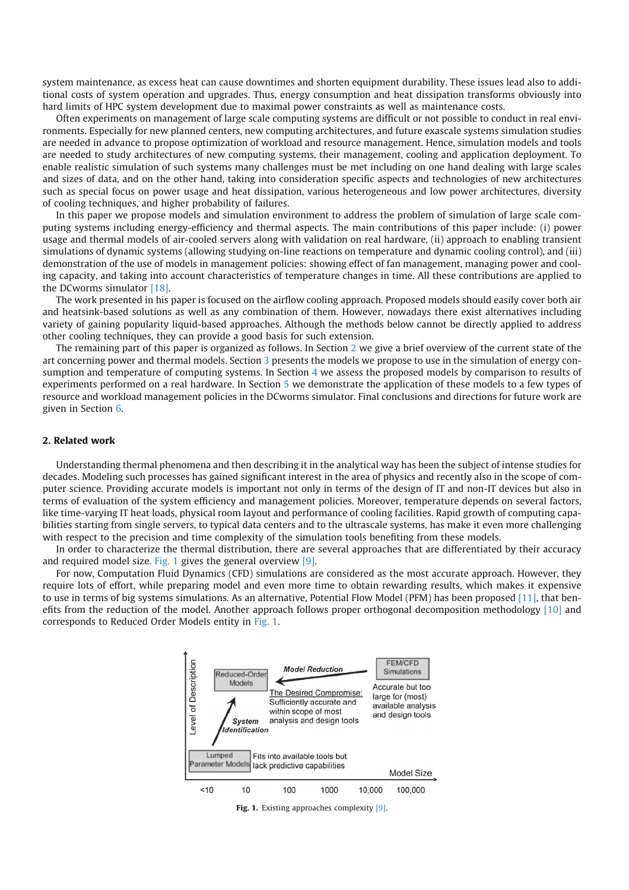system maintenance, as excess heat can cause downtimes and shorten equipment durability. These issues lead also to additional costs of system operation and upgrades. Thus, energy consumption and heat dissipation transforms obviously into hard limits of HPC system development due to maximal power constraints as well as maintenance costs.

Often experiments on management of large scale computing systems are difficult or not possible to conduct in real environments. Especially for new planned centers, new computing architectures, and future exascale systems simulation studies are needed in advance to propose optimization of workload and resource management. Hence, simulation models and tools are needed to study architectures of new computing systems, their management, cooling and application deployment. To enable realistic simulation of such systems many challenges must be met including on one hand dealing with large scales and sizes of data, and on the other hand, taking into consideration specific aspects and technologies of new architectures such as special focus on power usage and heat dissipation, various heterogeneous and low power architectures, diversity of cooling techniques, and higher probability of failures.

In this paper we propose models and simulation environment to address the problem of simulation of large scale computing systems including energy-efficiency and thermal aspects. The main contributions of this paper include: (i) power usage and thermal models of air-cooled servers along with validation on real hardware, (ii) approach to enabling transient simulations of dynamic systems (allowing studying on-line reactions on temperature and dynamic cooling control), and (iii) demonstration of the use of models in management policies: showing effect of fan management, managing power and cooling capacity, and taking into account characteristics of temperature changes in time. All these contributions are applied to the DCworms simulator [18].

The work presented in his paper is focused on the airflow cooling approach. Proposed models should easily cover both air and heatsink-based solutions as well as any combination of them. However, nowadays there exist alternatives including variety of gaining popularity liquid-based approaches. Although the methods below cannot be directly applied to address other cooling techniques, they can provide a good basis for such extension.

The remaining part of this paper is organized as follows. In Section 2 we give a brief overview of the current state of the art concerning power and thermal models. Section 3 presents the models we propose to use in the simulation of energy consumption and temperature of computing systems. In Section 4 we assess the proposed models by comparison to results of experiments performed on a real hardware. In Section 5 we demonstrate the application of these models to a few types of resource and workload management policies in the DCworms simulator. Final conclusions and directions for future work are given in Section 6.

## 2. Related work

Understanding thermal phenomena and then describing it in the analytical way has been the subject of intense studies for decades. Modeling such processes has gained significant interest in the area of physics and recently also in the scope of computer science. Providing accurate models is important not only in terms of the design of IT and non-IT devices but also in terms of evaluation of the system efficiency and management policies. Moreover, temperature depends on several factors, like time-varying IT heat loads, physical room layout and performance of cooling facilities. Rapid growth of computing capabilities starting from single servers, to typical data centers and to the ultrascale systems, has make it even more challenging with respect to the precision and time complexity of the simulation tools benefiting from these models.

In order to characterize the thermal distribution, there are several approaches that are differentiated by their accuracy and required model size. Fig. 1 gives the general overview [9].

For now, Computation Fluid Dynamics (CFD) simulations are considered as the most accurate approach. However, they require lots of effort, while preparing model and even more time to obtain rewarding results, which makes it expensive to use in terms of big systems simulations. As an alternative, Potential Flow Model (PFM) has been proposed [11], that benefits from the reduction of the model. Another approach follows proper orthogonal decomposition methodology [10] and corresponds to Reduced Order Models entity in Fig. 1.

Fig. 1. Existing approaches complexity [9].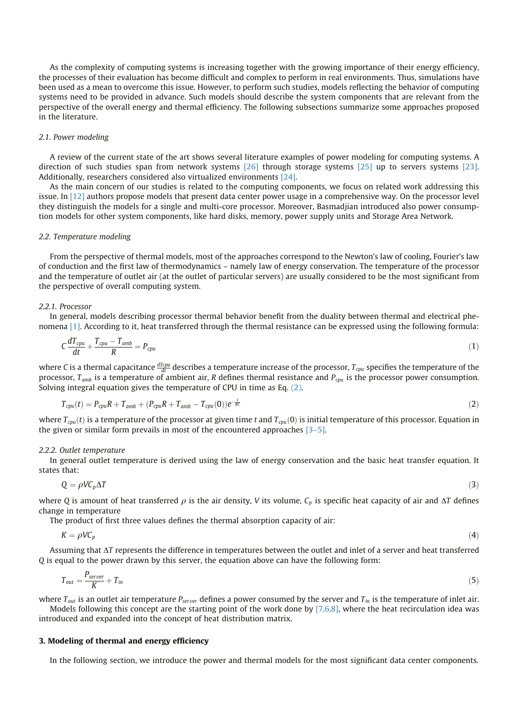As the complexity of computing systems is increasing together with the growing importance of their energy efficiency, the processes of their evaluation has become difficult and complex to perform in real environments. Thus, simulations have been used as a mean to overcome this issue. However, to perform such studies, models reflecting the behavior of computing systems need to be provided in advance. Such models should describe the system components that are relevant from the perspective of the overall energy and thermal efficiency. The following subsections summarize some approaches proposed in the literature.

### 2.1. Power modeling

A review of the current state of the art shows several literature examples of power modeling for computing systems. A direction of such studies span from network systems [26] through storage systems [25] up to servers systems [23]. Additionally, researchers considered also virtualized environments [24].

As the main concern of our studies is related to the computing components, we focus on related work addressing this issue. In [12] authors propose models that present data center power usage in a comprehensive way. On the processor level they distinguish the models for a single and multi-core processor. Moreover, Basmadjian introduced also power consumption models for other system components, like hard disks, memory, power supply units and Storage Area Network.

### 2.2. Temperature modeling

From the perspective of thermal models, most of the approaches correspond to the Newton's law of cooling, Fourier's law of conduction and the first law of thermodynamics – namely law of energy conservation. The temperature of the processor and the temperature of outlet air (at the outlet of particular servers) are usually considered to be the most significant from the perspective of overall computing system.

#### 2.2.1. Processor

In general, models describing processor thermal behavior benefit from the duality between thermal and electrical phenomena [1]. According to it, heat transferred through the thermal resistance can be expressed using the following formula:

$$C\frac{dT_{cpu}}{dt} + \frac{T_{cpu} - T_{amb}}{R} = P_{cpu} \tag{1}$$

where $C$ is a thermal capacitance $\frac{dT_{cpu}}{dt}$ describes a temperature increase of the processor, $T_{cpu}$ specifies the temperature of the processor, $T_{amb}$ is a temperature of ambient air, $R$ defines thermal resistance and $P_{cpu}$ is the processor power consumption. Solving integral equation gives the temperature of CPU in time as Eq. (2).

$$T_{cpu}(t) = P_{cpu}R + T_{amb} + (P_{cpu}R + T_{amb} - T_{cpu}(0))e^{-\frac{t}{RC}} \tag{2}$$

where $T_{cpu}(t)$ is a temperature of the processor at given time $t$ and $T_{cpu}(0)$ is initial temperature of this processor. Equation in the given or similar form prevails in most of the encountered approaches [3–5].

#### 2.2.2. Outlet temperature

In general outlet temperature is derived using the law of energy conservation and the basic heat transfer equation. It states that:

$$Q = \rho V C_p \Delta T \tag{3}$$

where $Q$ is amount of heat transferred $\rho$ is the air density, $V$ its volume, $C_p$ is specific heat capacity of air and $\Delta T$ defines change in temperature

The product of first three values defines the thermal absorption capacity of air:

$$K = \rho V C_p \tag{4}$$

Assuming that $\Delta T$ represents the difference in temperatures between the outlet and inlet of a server and heat transferred $Q$ is equal to the power drawn by this server, the equation above can have the following form:

$$T_{out} = \frac{P_{server}}{K} + T_{in} \tag{5}$$

where $T_{out}$ is an outlet air temperature $P_{server}$ defines a power consumed by the server and $T_{in}$ is the temperature of inlet air.

Models following this concept are the starting point of the work done by [7,6,8], where the heat recirculation idea was introduced and expanded into the concept of heat distribution matrix.

## 3. Modeling of thermal and energy efficiency

In the following section, we introduce the power and thermal models for the most significant data center components.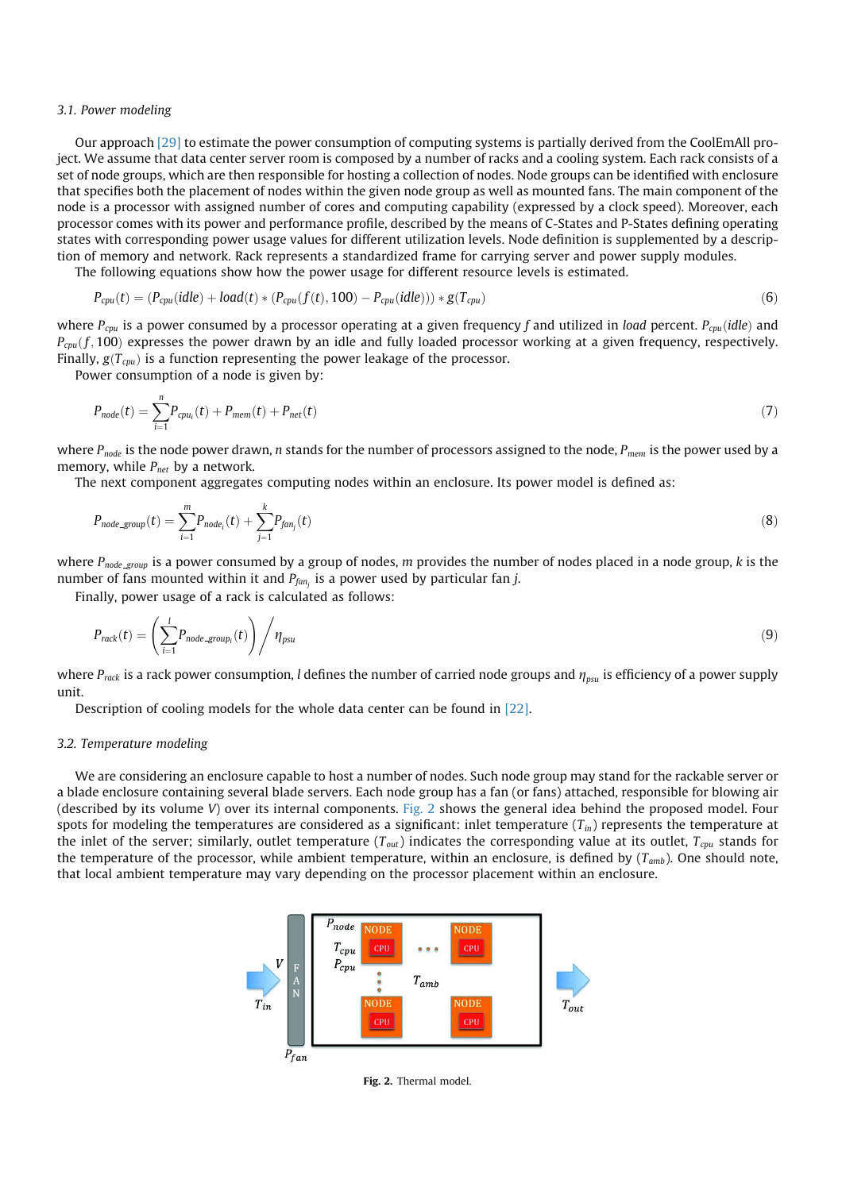### 3.1. Power modeling

Our approach [29] to estimate the power consumption of computing systems is partially derived from the CoolEmAll project. We assume that data center server room is composed by a number of racks and a cooling system. Each rack consists of a set of node groups, which are then responsible for hosting a collection of nodes. Node groups can be identified with enclosure that specifies both the placement of nodes within the given node group as well as mounted fans. The main component of the node is a processor with assigned number of cores and computing capability (expressed by a clock speed). Moreover, each processor comes with its power and performance profile, described by the means of C-States and P-States defining operating states with corresponding power usage values for different utilization levels. Node definition is supplemented by a description of memory and network. Rack represents a standardized frame for carrying server and power supply modules.

The following equations show how the power usage for different resource levels is estimated.

$$P_{cpu}(t) = (P_{cpu}(idle) + load(t) * (P_{cpu}(f(t), 100) - P_{cpu}(idle))) * g(T_{cpu}) \tag{6}$$

where $P_{cpu}$ is a power consumed by a processor operating at a given frequency $f$ and utilized in *load* percent. $P_{cpu}(idle)$ and $P_{cpu}(f, 100)$ expresses the power drawn by an idle and fully loaded processor working at a given frequency, respectively. Finally, $g(T_{cpu})$ is a function representing the power leakage of the processor.

Power consumption of a node is given by:

$$P_{node}(t) = \sum_{i=1}^{n} P_{cpu_i}(t) + P_{mem}(t) + P_{net}(t) \tag{7}$$

where $P_{node}$ is the node power drawn, $n$ stands for the number of processors assigned to the node, $P_{mem}$ is the power used by a memory, while $P_{net}$ by a network.

The next component aggregates computing nodes within an enclosure. Its power model is defined as:

$$P_{node\_group}(t) = \sum_{i=1}^{m} P_{node_i}(t) + \sum_{j=1}^{k} P_{fan_j}(t) \tag{8}$$

where $P_{node\_group}$ is a power consumed by a group of nodes, $m$ provides the number of nodes placed in a node group, $k$ is the number of fans mounted within it and $P_{fan_j}$ is a power used by particular fan $j$.

Finally, power usage of a rack is calculated as follows:

$$P_{rack}(t) = \left( \sum_{i=1}^{l} P_{node\_group_i}(t) \right) \Big/ \eta_{psu} \tag{9}$$

where $P_{rack}$ is a rack power consumption, $l$ defines the number of carried node groups and $\eta_{psu}$ is efficiency of a power supply unit.

Description of cooling models for the whole data center can be found in [22].

### 3.2. Temperature modeling

We are considering an enclosure capable to host a number of nodes. Such node group may stand for the rackable server or a blade enclosure containing several blade servers. Each node group has a fan (or fans) attached, responsible for blowing air (described by its volume $V$) over its internal components. Fig. 2 shows the general idea behind the proposed model. Four spots for modeling the temperatures are considered as a significant: inlet temperature ($T_{in}$) represents the temperature at the inlet of the server; similarly, outlet temperature ($T_{out}$) indicates the corresponding value at its outlet, $T_{cpu}$ stands for the temperature of the processor, while ambient temperature, within an enclosure, is defined by ($T_{amb}$). One should note, that local ambient temperature may vary depending on the processor placement within an enclosure.

**Fig. 2.** Thermal model.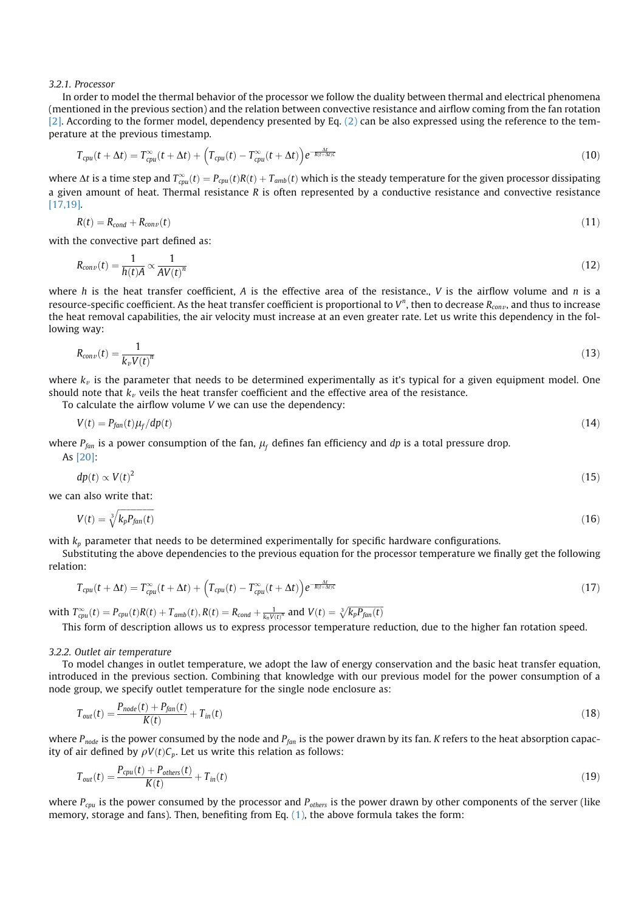### 3.2.1. Processor

In order to model the thermal behavior of the processor we follow the duality between thermal and electrical phenomena (mentioned in the previous section) and the relation between convective resistance and airflow coming from the fan rotation [2]. According to the former model, dependency presented by Eq. (2) can be also expressed using the reference to the temperature at the previous timestamp.

$$T_{cpu}(t+\Delta t) = T^{\infty}_{cpu}(t+\Delta t) + \left(T_{cpu}(t) - T^{\infty}_{cpu}(t+\Delta t)\right)e^{-\frac{\Delta t}{R(t+\Delta t)C}} \tag{10}$$

where $\Delta t$ is a time step and $T^{\infty}_{cpu}(t) = P_{cpu}(t)R(t) + T_{amb}(t)$ which is the steady temperature for the given processor dissipating a given amount of heat. Thermal resistance $R$ is often represented by a conductive resistance and convective resistance [17,19].

$$R(t) = R_{cond} + R_{conv}(t) \tag{11}$$

with the convective part defined as:

$$R_{conv}(t) = \frac{1}{h(t)A} \propto \frac{1}{AV(t)^n} \tag{12}$$

where $h$ is the heat transfer coefficient, $A$ is the effective area of the resistance., $V$ is the airflow volume and $n$ is a resource-specific coefficient. As the heat transfer coefficient is proportional to $V^n$, then to decrease $R_{conv}$, and thus to increase the heat removal capabilities, the air velocity must increase at an even greater rate. Let us write this dependency in the following way:

$$R_{conv}(t) = \frac{1}{k_v V(t)^n} \tag{13}$$

where $k_v$ is the parameter that needs to be determined experimentally as it's typical for a given equipment model. One should note that $k_v$ veils the heat transfer coefficient and the effective area of the resistance.

To calculate the airflow volume $V$ we can use the dependency:

$$V(t) = P_{fan}(t)\mu_f / dp(t) \tag{14}$$

where $P_{fan}$ is a power consumption of the fan, $\mu_f$ defines fan efficiency and $dp$ is a total pressure drop.

As [20]:

$$dp(t) \propto V(t)^2 \tag{15}$$

we can also write that:

$$V(t) = \sqrt[3]{k_p P_{fan}(t)} \tag{16}$$

with $k_p$ parameter that needs to be determined experimentally for specific hardware configurations.

Substituting the above dependencies to the previous equation for the processor temperature we finally get the following relation:

$$T_{cpu}(t+\Delta t) = T^{\infty}_{cpu}(t+\Delta t) + \left(T_{cpu}(t) - T^{\infty}_{cpu}(t+\Delta t)\right)e^{-\frac{\Delta t}{R(t+\Delta t)C}} \tag{17}$$

with $T^{\infty}_{cpu}(t) = P_{cpu}(t)R(t) + T_{amb}(t), R(t) = R_{cond} + \frac{1}{k_n V(t)^n}$ and $V(t) = \sqrt[3]{k_p P_{fan}(t)}$

This form of description allows us to express processor temperature reduction, due to the higher fan rotation speed.

### 3.2.2. Outlet air temperature

To model changes in outlet temperature, we adopt the law of energy conservation and the basic heat transfer equation, introduced in the previous section. Combining that knowledge with our previous model for the power consumption of a node group, we specify outlet temperature for the single node enclosure as:

$$T_{out}(t) = \frac{P_{node}(t) + P_{fan}(t)}{K(t)} + T_{in}(t) \tag{18}$$

where $P_{node}$ is the power consumed by the node and $P_{fan}$ is the power drawn by its fan. $K$ refers to the heat absorption capacity of air defined by $\rho V(t) C_p$. Let us write this relation as follows:

$$T_{out}(t) = \frac{P_{cpu}(t) + P_{others}(t)}{K(t)} + T_{in}(t) \tag{19}$$

where $P_{cpu}$ is the power consumed by the processor and $P_{others}$ is the power drawn by other components of the server (like memory, storage and fans). Then, benefiting from Eq. (1), the above formula takes the form: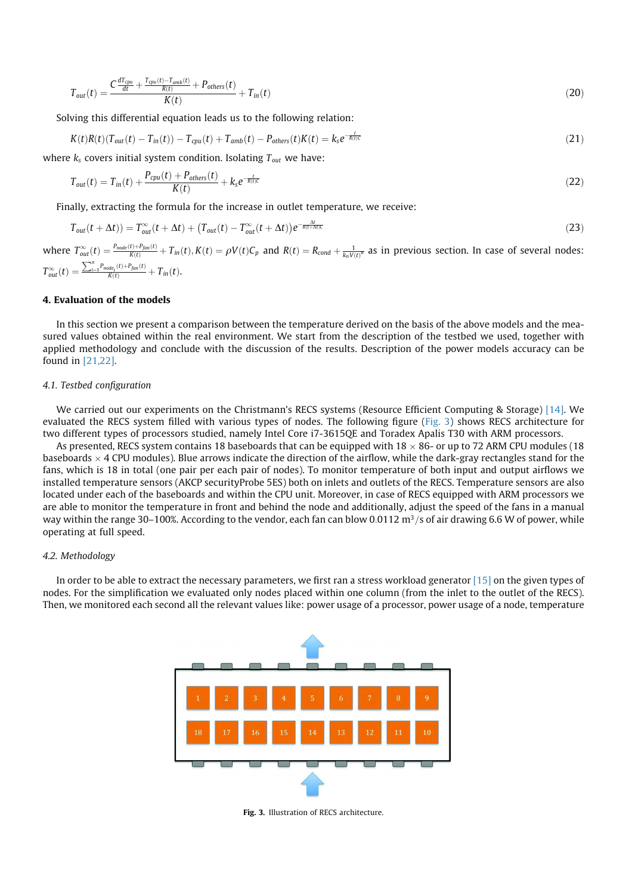$$T_{out}(t) = \frac{C\frac{dT_{cpu}}{dt} + \frac{T_{cpu}(t) - T_{amb}(t)}{R(t)} + P_{others}(t)}{K(t)} + T_{in}(t) \tag{20}$$

Solving this differential equation leads us to the following relation:

$$K(t)R(t)(T_{out}(t) - T_{in}(t)) - T_{cpu}(t) + T_{amb}(t) - P_{others}(t)K(t) = k_s e^{-\frac{t}{R(t)C}} \tag{21}$$

where $k_s$ covers initial system condition. Isolating $T_{out}$ we have:

$$T_{out}(t) = T_{in}(t) + \frac{P_{cpu}(t) + P_{others}(t)}{K(t)} + k_s e^{-\frac{t}{R(t)C}} \tag{22}$$

Finally, extracting the formula for the increase in outlet temperature, we receive:

$$T_{out}(t + \Delta t)) = T^{\infty}_{out}(t + \Delta t) + \left(T_{out}(t) - T^{\infty}_{out}(t + \Delta t)\right)e^{-\frac{\Delta t}{R(t+\Delta t)C}} \tag{23}$$

where $T^{\infty}_{out}(t) = \frac{P_{node}(t)+P_{fan}(t)}{K(t)} + T_{in}(t), K(t) = \rho V(t)C_p$ and $R(t) = R_{cond} + \frac{1}{k_n V(t)^n}$ as in previous section. In case of several nodes: $T^{\infty}_{out}(t) = \frac{\sum_{i=1}^{n} P_{node_i}(t)+P_{fan}(t)}{K(t)} + T_{in}(t)$.

## 4. Evaluation of the models

In this section we present a comparison between the temperature derived on the basis of the above models and the measured values obtained within the real environment. We start from the description of the testbed we used, together with applied methodology and conclude with the discussion of the results. Description of the power models accuracy can be found in [21,22].

### *4.1. Testbed configuration*

We carried out our experiments on the Christmann's RECS systems (Resource Efficient Computing & Storage) [14]. We evaluated the RECS system filled with various types of nodes. The following figure (Fig. 3) shows RECS architecture for two different types of processors studied, namely Intel Core i7-3615QE and Toradex Apalis T30 with ARM processors.

As presented, RECS system contains 18 baseboards that can be equipped with 18 × 86- or up to 72 ARM CPU modules (18 baseboards × 4 CPU modules). Blue arrows indicate the direction of the airflow, while the dark-gray rectangles stand for the fans, which is 18 in total (one pair per each pair of nodes). To monitor temperature of both input and output airflows we installed temperature sensors (AKCP securityProbe 5ES) both on inlets and outlets of the RECS. Temperature sensors are also located under each of the baseboards and within the CPU unit. Moreover, in case of RECS equipped with ARM processors we are able to monitor the temperature in front and behind the node and additionally, adjust the speed of the fans in a manual way within the range 30–100%. According to the vendor, each fan can blow 0.0112 $m^3/s$ of air drawing 6.6 W of power, while operating at full speed.

### *4.2. Methodology*

In order to be able to extract the necessary parameters, we first ran a stress workload generator [15] on the given types of nodes. For the simplification we evaluated only nodes placed within one column (from the inlet to the outlet of the RECS). Then, we monitored each second all the relevant values like: power usage of a processor, power usage of a node, temperature

**Fig. 3.** Illustration of RECS architecture.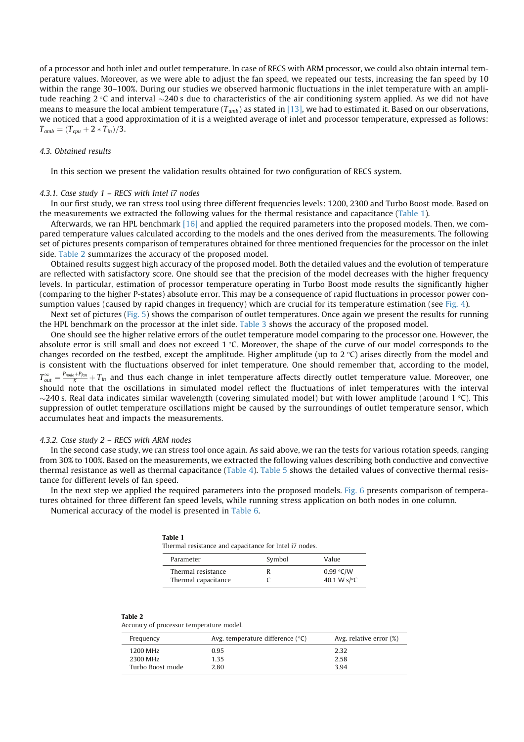of a processor and both inlet and outlet temperature. In case of RECS with ARM processor, we could also obtain internal temperature values. Moreover, as we were able to adjust the fan speed, we repeated our tests, increasing the fan speed by 10 within the range 30–100%. During our studies we observed harmonic fluctuations in the inlet temperature with an amplitude reaching 2 °C and interval ~240 s due to characteristics of the air conditioning system applied. As we did not have means to measure the local ambient temperature ($T_{amb}$) as stated in [13], we had to estimated it. Based on our observations, we noticed that a good approximation of it is a weighted average of inlet and processor temperature, expressed as follows: $T_{amb} = (T_{cpu} + 2 * T_{in})/3$.

### 4.3. Obtained results

In this section we present the validation results obtained for two configuration of RECS system.

#### 4.3.1. Case study 1 – RECS with Intel i7 nodes

In our first study, we ran stress tool using three different frequencies levels: 1200, 2300 and Turbo Boost mode. Based on the measurements we extracted the following values for the thermal resistance and capacitance (Table 1).

Afterwards, we ran HPL benchmark [16] and applied the required parameters into the proposed models. Then, we compared temperature values calculated according to the models and the ones derived from the measurements. The following set of pictures presents comparison of temperatures obtained for three mentioned frequencies for the processor on the inlet side. Table 2 summarizes the accuracy of the proposed model.

Obtained results suggest high accuracy of the proposed model. Both the detailed values and the evolution of temperature are reflected with satisfactory score. One should see that the precision of the model decreases with the higher frequency levels. In particular, estimation of processor temperature operating in Turbo Boost mode results the significantly higher (comparing to the higher P-states) absolute error. This may be a consequence of rapid fluctuations in processor power consumption values (caused by rapid changes in frequency) which are crucial for its temperature estimation (see Fig. 4).

Next set of pictures (Fig. 5) shows the comparison of outlet temperatures. Once again we present the results for running the HPL benchmark on the processor at the inlet side. Table 3 shows the accuracy of the proposed model.

One should see the higher relative errors of the outlet temperature model comparing to the processor one. However, the absolute error is still small and does not exceed 1 °C. Moreover, the shape of the curve of our model corresponds to the changes recorded on the testbed, except the amplitude. Higher amplitude (up to 2 °C) arises directly from the model and is consistent with the fluctuations observed for inlet temperature. One should remember that, according to the model, $T_{out}^{\infty} = \frac{P_{node}+P_{fan}}{K} + T_{in}$ and thus each change in inlet temperature affects directly outlet temperature value. Moreover, one should note that the oscillations in simulated model reflect the fluctuations of inlet temperatures with the interval ~240 s. Real data indicates similar wavelength (covering simulated model) but with lower amplitude (around 1 °C). This suppression of outlet temperature oscillations might be caused by the surroundings of outlet temperature sensor, which accumulates heat and impacts the measurements.

#### 4.3.2. Case study 2 – RECS with ARM nodes

In the second case study, we ran stress tool once again. As said above, we ran the tests for various rotation speeds, ranging from 30% to 100%. Based on the measurements, we extracted the following values describing both conductive and convective thermal resistance as well as thermal capacitance (Table 4). Table 5 shows the detailed values of convective thermal resistance for different levels of fan speed.

In the next step we applied the required parameters into the proposed models. Fig. 6 presents comparison of temperatures obtained for three different fan speed levels, while running stress application on both nodes in one column.

Numerical accuracy of the model is presented in Table 6.

**Table 1**
Thermal resistance and capacitance for Intel i7 nodes.

| Parameter | Symbol | Value |
|---|---|---|
| Thermal resistance | R | 0.99 °C/W |
| Thermal capacitance | C | 40.1 W s/°C |

**Table 2**
Accuracy of processor temperature model.

| Frequency | Avg. temperature difference (°C) | Avg. relative error (%) |
|---|---|---|
| 1200 MHz | 0.95 | 2.32 |
| 2300 MHz | 1.35 | 2.58 |
| Turbo Boost mode | 2.80 | 3.94 |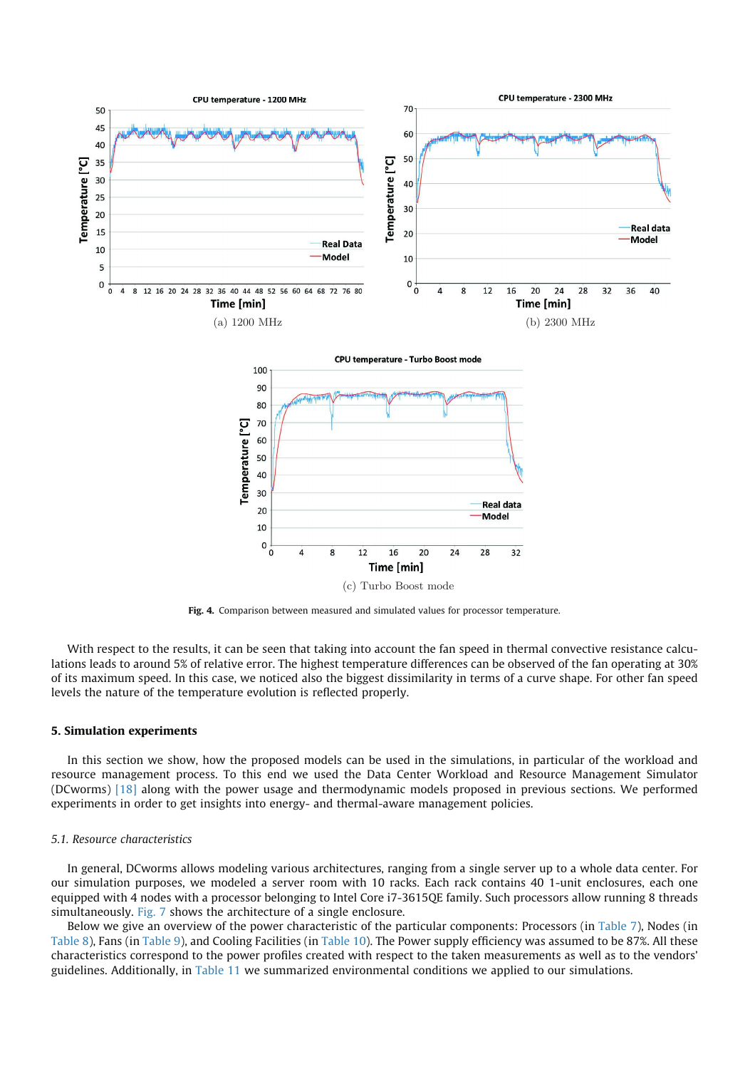(a) 1200 MHz

(b) 2300 MHz

(c) Turbo Boost mode

**Fig. 4.** Comparison between measured and simulated values for processor temperature.

With respect to the results, it can be seen that taking into account the fan speed in thermal convective resistance calculations leads to around 5% of relative error. The highest temperature differences can be observed of the fan operating at 30% of its maximum speed. In this case, we noticed also the biggest dissimilarity in terms of a curve shape. For other fan speed levels the nature of the temperature evolution is reflected properly.

## 5. Simulation experiments

In this section we show, how the proposed models can be used in the simulations, in particular of the workload and resource management process. To this end we used the Data Center Workload and Resource Management Simulator (DCworms) [18] along with the power usage and thermodynamic models proposed in previous sections. We performed experiments in order to get insights into energy- and thermal-aware management policies.

### *5.1. Resource characteristics*

In general, DCworms allows modeling various architectures, ranging from a single server up to a whole data center. For our simulation purposes, we modeled a server room with 10 racks. Each rack contains 40 1-unit enclosures, each one equipped with 4 nodes with a processor belonging to Intel Core i7-3615QE family. Such processors allow running 8 threads simultaneously. Fig. 7 shows the architecture of a single enclosure.

Below we give an overview of the power characteristic of the particular components: Processors (in Table 7), Nodes (in Table 8), Fans (in Table 9), and Cooling Facilities (in Table 10). The Power supply efficiency was assumed to be 87%. All these characteristics correspond to the power profiles created with respect to the taken measurements as well as to the vendors' guidelines. Additionally, in Table 11 we summarized environmental conditions we applied to our simulations.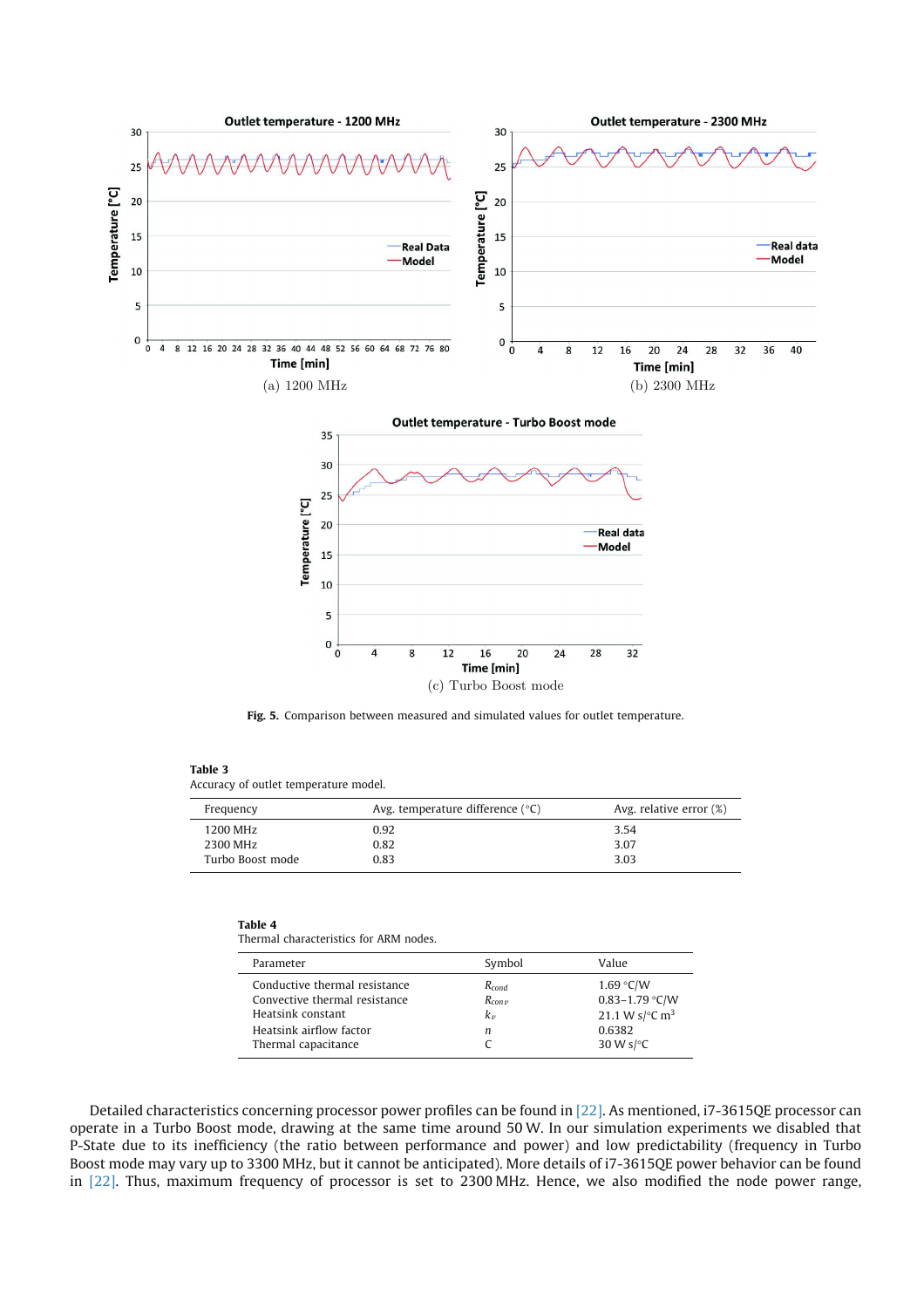(a) 1200 MHz

(b) 2300 MHz

(c) Turbo Boost mode

**Fig. 5.** Comparison between measured and simulated values for outlet temperature.

**Table 3**
Accuracy of outlet temperature model.

| Frequency | Avg. temperature difference (°C) | Avg. relative error (%) |
|---|---|---|
| 1200 MHz | 0.92 | 3.54 |
| 2300 MHz | 0.82 | 3.07 |
| Turbo Boost mode | 0.83 | 3.03 |

**Table 4**
Thermal characteristics for ARM nodes.

| Parameter | Symbol | Value |
|---|---|---|
| Conductive thermal resistance | $R_{cond}$ | 1.69 °C/W |
| Convective thermal resistance | $R_{conv}$ | 0.83–1.79 °C/W |
| Heatsink constant | $k_v$ | 21.1 W s/°C m$^3$ |
| Heatsink airflow factor | $n$ | 0.6382 |
| Thermal capacitance | C | 30 W s/°C |

Detailed characteristics concerning processor power profiles can be found in [22]. As mentioned, i7-3615QE processor can operate in a Turbo Boost mode, drawing at the same time around 50 W. In our simulation experiments we disabled that P-State due to its inefficiency (the ratio between performance and power) and low predictability (frequency in Turbo Boost mode may vary up to 3300 MHz, but it cannot be anticipated). More details of i7-3615QE power behavior can be found in [22]. Thus, maximum frequency of processor is set to 2300 MHz. Hence, we also modified the node power range,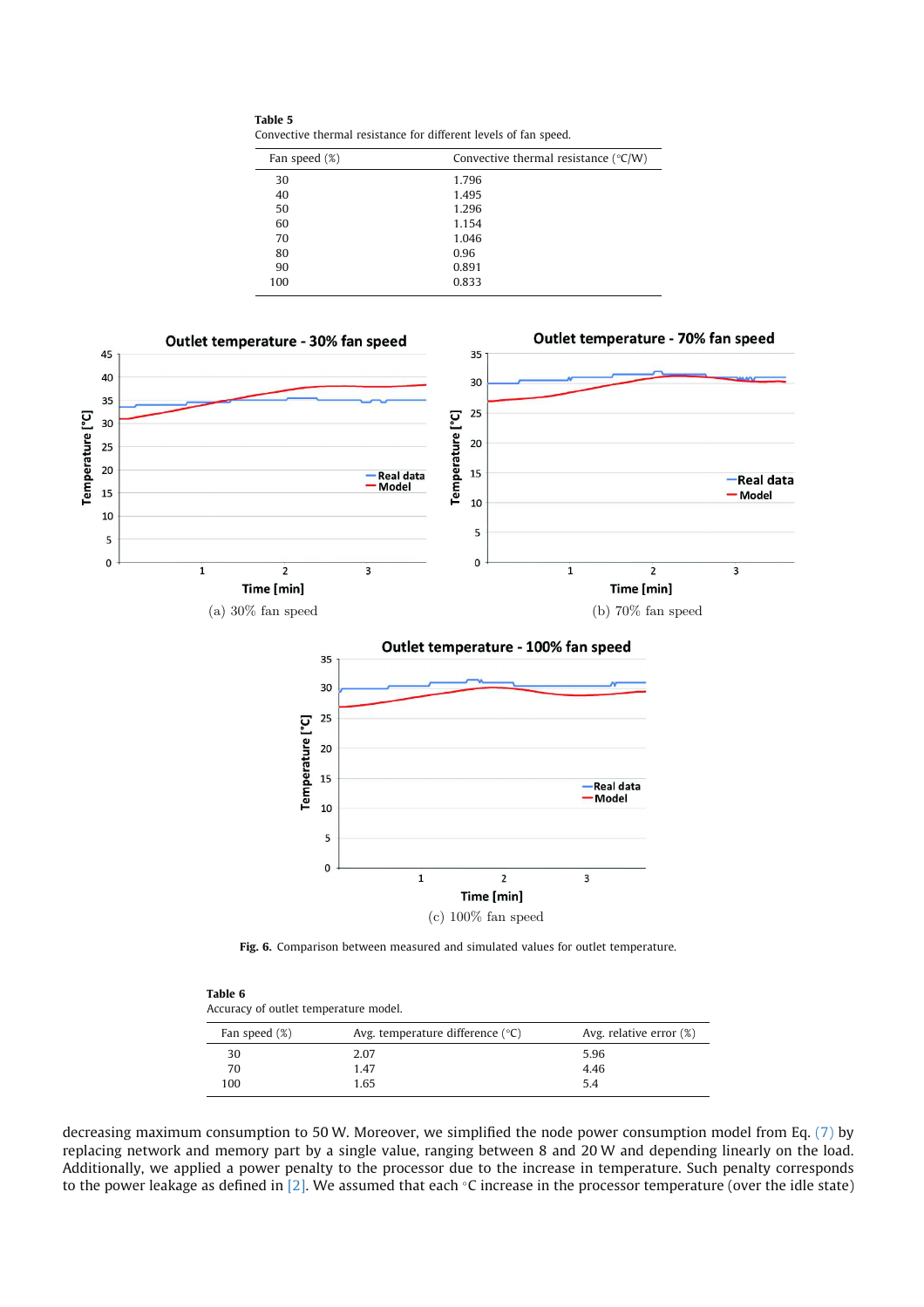**Table 5**
Convective thermal resistance for different levels of fan speed.

| Fan speed (%) | Convective thermal resistance (°C/W) |
|---|---|
| 30 | 1.796 |
| 40 | 1.495 |
| 50 | 1.296 |
| 60 | 1.154 |
| 70 | 1.046 |
| 80 | 0.96 |
| 90 | 0.891 |
| 100 | 0.833 |

(a) 30% fan speed

(b) 70% fan speed

(c) 100% fan speed

**Fig. 6.** Comparison between measured and simulated values for outlet temperature.

**Table 6**
Accuracy of outlet temperature model.

| Fan speed (%) | Avg. temperature difference (°C) | Avg. relative error (%) |
|---|---|---|
| 30 | 2.07 | 5.96 |
| 70 | 1.47 | 4.46 |
| 100 | 1.65 | 5.4 |

decreasing maximum consumption to 50 W. Moreover, we simplified the node power consumption model from Eq. (7) by replacing network and memory part by a single value, ranging between 8 and 20 W and depending linearly on the load. Additionally, we applied a power penalty to the processor due to the increase in temperature. Such penalty corresponds to the power leakage as defined in [2]. We assumed that each °C increase in the processor temperature (over the idle state)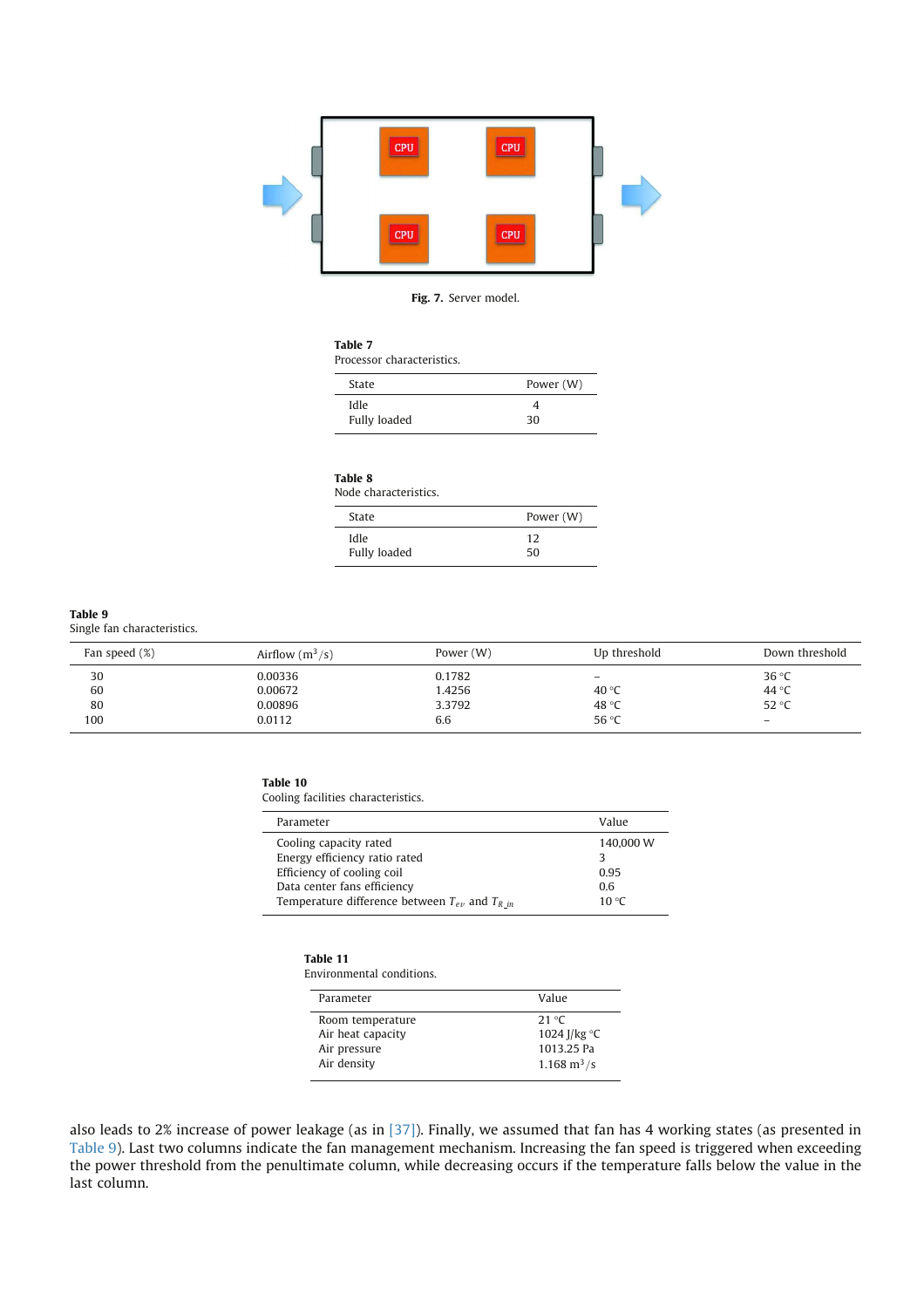Fig. 7. Server model.

**Table 7**
Processor characteristics.

| State | Power (W) |
|---|---|
| Idle | 4 |
| Fully loaded | 30 |

**Table 8**
Node characteristics.

| State | Power (W) |
|---|---|
| Idle | 12 |
| Fully loaded | 50 |

**Table 9**
Single fan characteristics.

| Fan speed (%) | Airflow ($m^3/s$) | Power (W) | Up threshold | Down threshold |
|---|---|---|---|---|
| 30 | 0.00336 | 0.1782 | – | 36 °C |
| 60 | 0.00672 | 1.4256 | 40 °C | 44 °C |
| 80 | 0.00896 | 3.3792 | 48 °C | 52 °C |
| 100 | 0.0112 | 6.6 | 56 °C | – |

**Table 10**
Cooling facilities characteristics.

| Parameter | Value |
|---|---|
| Cooling capacity rated | 140,000 W |
| Energy efficiency ratio rated | 3 |
| Efficiency of cooling coil | 0.95 |
| Data center fans efficiency | 0.6 |
| Temperature difference between $T_{ev}$ and $T_{R\_in}$ | 10 °C |

**Table 11**
Environmental conditions.

| Parameter | Value |
|---|---|
| Room temperature | 21 °C |
| Air heat capacity | 1024 J/kg °C |
| Air pressure | 1013.25 Pa |
| Air density | 1.168 $m^3/s$ |

also leads to 2% increase of power leakage (as in [37]). Finally, we assumed that fan has 4 working states (as presented in Table 9). Last two columns indicate the fan management mechanism. Increasing the fan speed is triggered when exceeding the power threshold from the penultimate column, while decreasing occurs if the temperature falls below the value in the last column.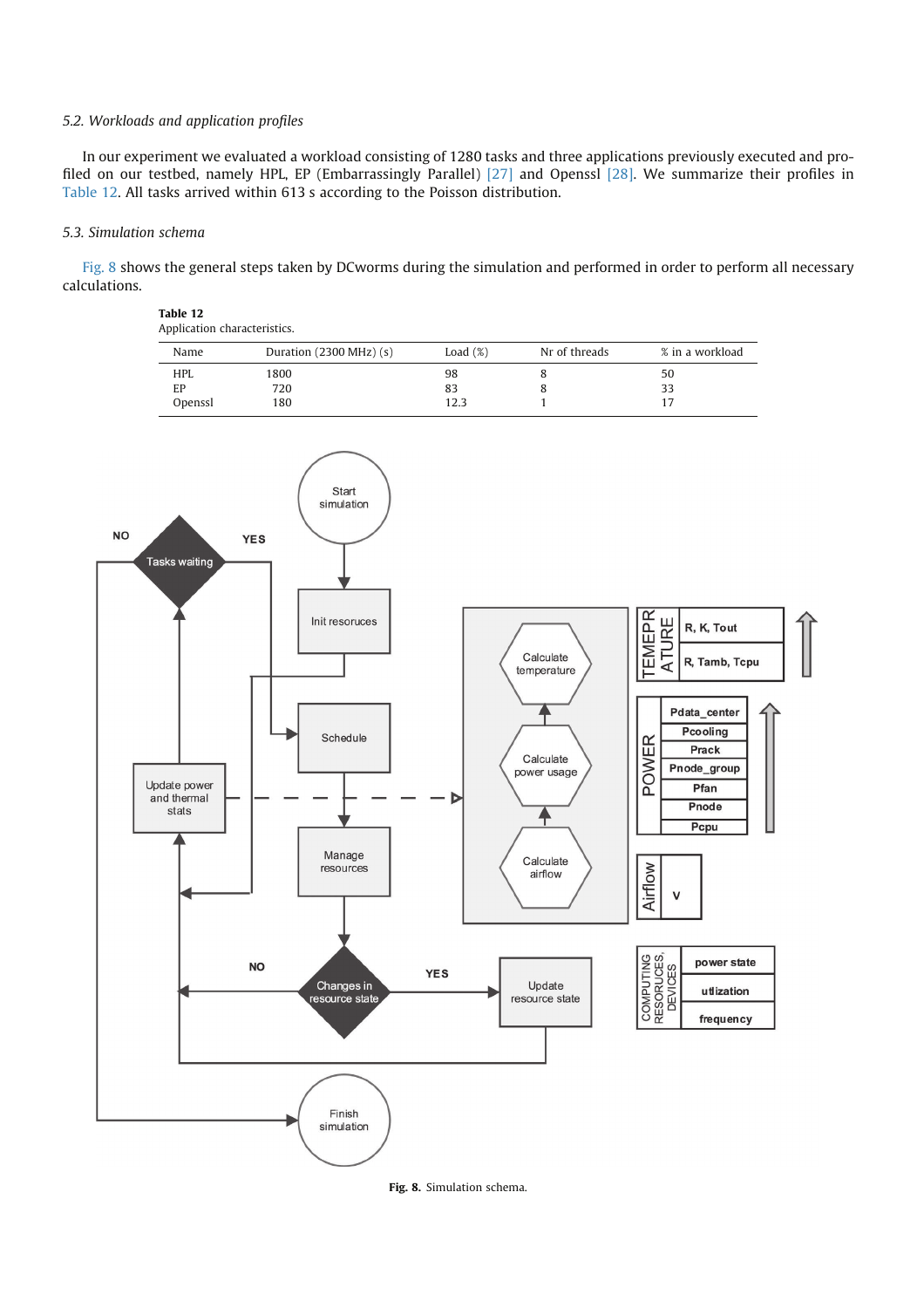### 5.2. Workloads and application profiles

In our experiment we evaluated a workload consisting of 1280 tasks and three applications previously executed and profiled on our testbed, namely HPL, EP (Embarrassingly Parallel) [27] and Openssl [28]. We summarize their profiles in Table 12. All tasks arrived within 613 s according to the Poisson distribution.

### 5.3. Simulation schema

Fig. 8 shows the general steps taken by DCworms during the simulation and performed in order to perform all necessary calculations.

**Table 12**
Application characteristics.

| Name | Duration (2300 MHz) (s) | Load (%) | Nr of threads | % in a workload |
|---|---|---|---|---|
| HPL | 1800 | 98 | 8 | 50 |
| EP | 720 | 83 | 8 | 33 |
| Openssl | 180 | 12.3 | 1 | 17 |

**Fig. 8.** Simulation schema.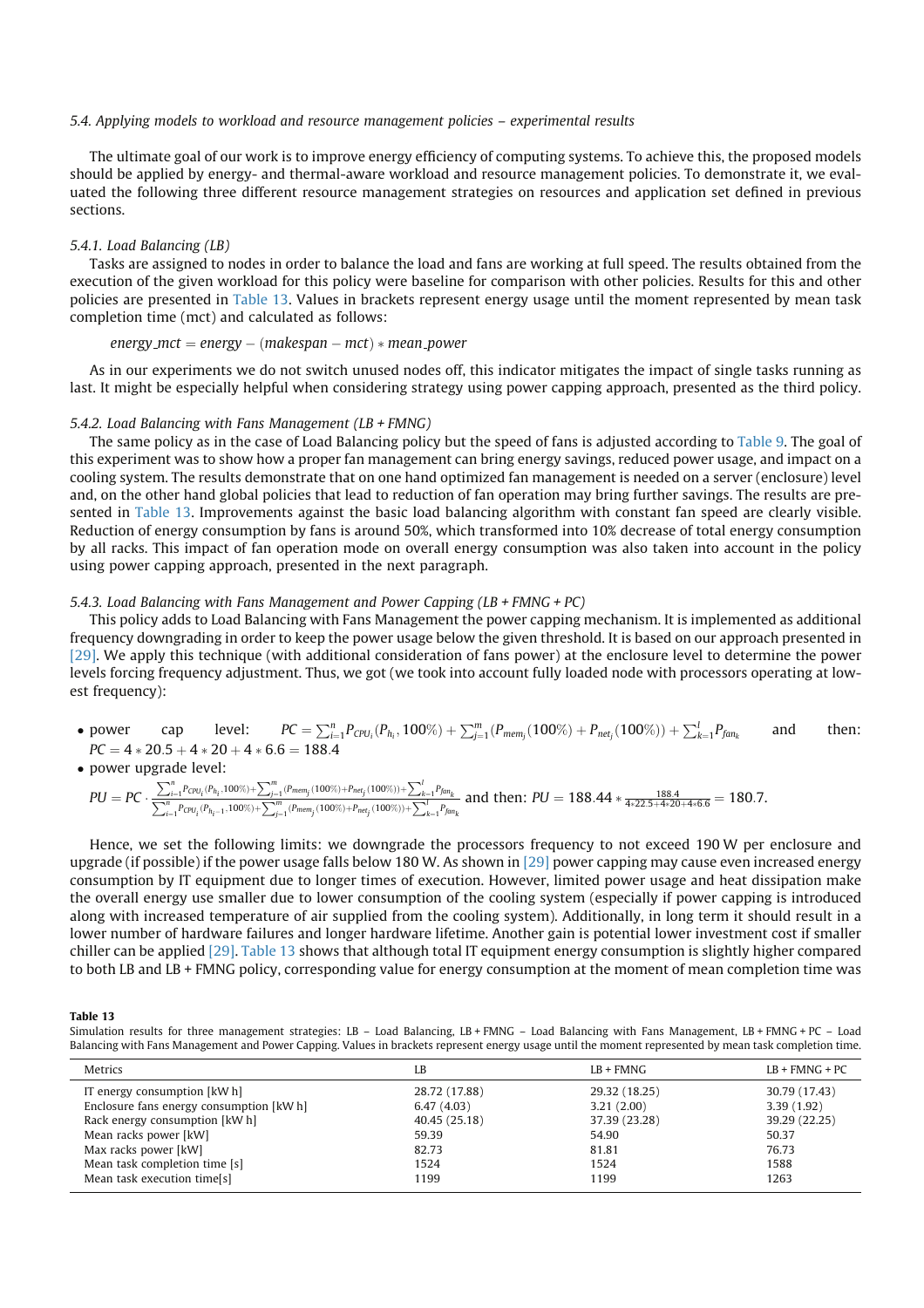### 5.4. Applying models to workload and resource management policies – experimental results

The ultimate goal of our work is to improve energy efficiency of computing systems. To achieve this, the proposed models should be applied by energy- and thermal-aware workload and resource management policies. To demonstrate it, we evaluated the following three different resource management strategies on resources and application set defined in previous sections.

#### 5.4.1. Load Balancing (LB)

Tasks are assigned to nodes in order to balance the load and fans are working at full speed. The results obtained from the execution of the given workload for this policy were baseline for comparison with other policies. Results for this and other policies are presented in Table 13. Values in brackets represent energy usage until the moment represented by mean task completion time (mct) and calculated as follows:

$$energy\_mct = energy - (makespan - mct) * mean\_power$$

As in our experiments we do not switch unused nodes off, this indicator mitigates the impact of single tasks running as last. It might be especially helpful when considering strategy using power capping approach, presented as the third policy.

#### 5.4.2. Load Balancing with Fans Management (LB + FMNG)

The same policy as in the case of Load Balancing policy but the speed of fans is adjusted according to Table 9. The goal of this experiment was to show how a proper fan management can bring energy savings, reduced power usage, and impact on a cooling system. The results demonstrate that on one hand optimized fan management is needed on a server (enclosure) level and, on the other hand global policies that lead to reduction of fan operation may bring further savings. The results are presented in Table 13. Improvements against the basic load balancing algorithm with constant fan speed are clearly visible. Reduction of energy consumption by fans is around 50%, which transformed into 10% decrease of total energy consumption by all racks. This impact of fan operation mode on overall energy consumption was also taken into account in the policy using power capping approach, presented in the next paragraph.

#### 5.4.3. Load Balancing with Fans Management and Power Capping (LB + FMNG + PC)

This policy adds to Load Balancing with Fans Management the power capping mechanism. It is implemented as additional frequency downgrading in order to keep the power usage below the given threshold. It is based on our approach presented in [29]. We apply this technique (with additional consideration of fans power) at the enclosure level to determine the power levels forcing frequency adjustment. Thus, we got (we took into account fully loaded node with processors operating at lowest frequency):

- power cap level: $PC = \sum_{i=1}^{n} P_{CPU_i}(P_{h_i}, 100\%) + \sum_{j=1}^{m}(P_{mem_j}(100\%) + P_{net_j}(100\%)) + \sum_{k=1}^{l} P_{fan_k}$ and then: $PC = 4 * 20.5 + 4 * 20 + 4 * 6.6 = 188.4$
- power upgrade level:
$PU = PC \cdot \frac{\sum_{i=1}^{n} P_{CPU_i}(P_{h_i}, 100\%) + \sum_{j=1}^{m}(P_{mem_j}(100\%) + P_{net_j}(100\%)) + \sum_{k=1}^{l} P_{fan_k}}{\sum_{i=1}^{n} P_{CPU_i}(P_{h_i-1}, 100\%) + \sum_{j=1}^{m}(P_{mem_j}(100\%) + P_{net_j}(100\%)) + \sum_{k=1}^{l} P_{fan_k}}$ and then: $PU = 188.44 * \frac{188.4}{4*22.5+4*20+4*6.6} = 180.7$.

Hence, we set the following limits: we downgrade the processors frequency to not exceed 190 W per enclosure and upgrade (if possible) if the power usage falls below 180 W. As shown in [29] power capping may cause even increased energy consumption by IT equipment due to longer times of execution. However, limited power usage and heat dissipation make the overall energy use smaller due to lower consumption of the cooling system (especially if power capping is introduced along with increased temperature of air supplied from the cooling system). Additionally, in long term it should result in a lower number of hardware failures and longer hardware lifetime. Another gain is potential lower investment cost if smaller chiller can be applied [29]. Table 13 shows that although total IT equipment energy consumption is slightly higher compared to both LB and LB + FMNG policy, corresponding value for energy consumption at the moment of mean completion time was

**Table 13**
Simulation results for three management strategies: LB – Load Balancing, LB + FMNG – Load Balancing with Fans Management, LB + FMNG + PC – Load Balancing with Fans Management and Power Capping. Values in brackets represent energy usage until the moment represented by mean task completion time.

| Metrics | LB | LB + FMNG | LB + FMNG + PC |
|---|---|---|---|
| IT energy consumption [kW h] | 28.72 (17.88) | 29.32 (18.25) | 30.79 (17.43) |
| Enclosure fans energy consumption [kW h] | 6.47 (4.03) | 3.21 (2.00) | 3.39 (1.92) |
| Rack energy consumption [kW h] | 40.45 (25.18) | 37.39 (23.28) | 39.29 (22.25) |
| Mean racks power [kW] | 59.39 | 54.90 | 50.37 |
| Max racks power [kW] | 82.73 | 81.81 | 76.73 |
| Mean task completion time [s] | 1524 | 1524 | 1588 |
| Mean task execution time[s] | 1199 | 1199 | 1263 |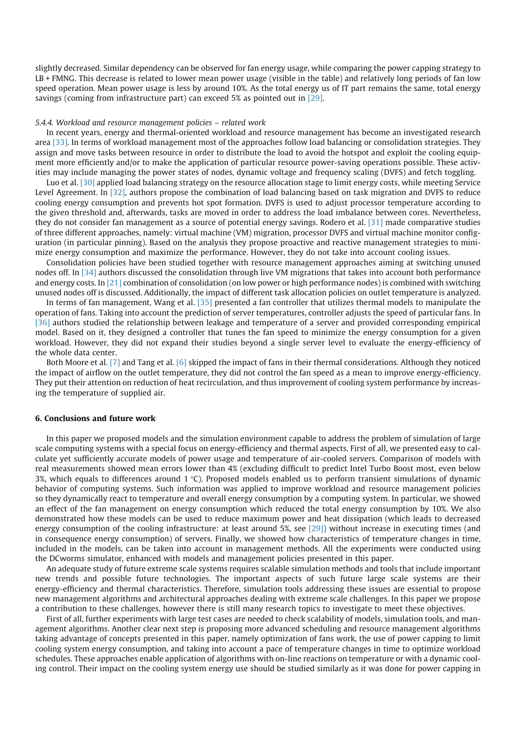slightly decreased. Similar dependency can be observed for fan energy usage, while comparing the power capping strategy to LB + FMNG. This decrease is related to lower mean power usage (visible in the table) and relatively long periods of fan low speed operation. Mean power usage is less by around 10%. As the total energy us of IT part remains the same, total energy savings (coming from infrastructure part) can exceed 5% as pointed out in [29].

#### 5.4.4. Workload and resource management policies – related work

In recent years, energy and thermal-oriented workload and resource management has become an investigated research area [33]. In terms of workload management most of the approaches follow load balancing or consolidation strategies. They assign and move tasks between resource in order to distribute the load to avoid the hotspot and exploit the cooling equipment more efficiently and/or to make the application of particular resource power-saving operations possible. These activities may include managing the power states of nodes, dynamic voltage and frequency scaling (DVFS) and fetch toggling.

Luo et al. [30] applied load balancing strategy on the resource allocation stage to limit energy costs, while meeting Service Level Agreement. In [32], authors propose the combination of load balancing based on task migration and DVFS to reduce cooling energy consumption and prevents hot spot formation. DVFS is used to adjust processor temperature according to the given threshold and, afterwards, tasks are moved in order to address the load imbalance between cores. Nevertheless, they do not consider fan management as a source of potential energy savings. Rodero et al. [31] made comparative studies of three different approaches, namely: virtual machine (VM) migration, processor DVFS and virtual machine monitor configuration (in particular pinning). Based on the analysis they propose proactive and reactive management strategies to minimize energy consumption and maximize the performance. However, they do not take into account cooling issues.

Consolidation policies have been studied together with resource management approaches aiming at switching unused nodes off. In [34] authors discussed the consolidation through live VM migrations that takes into account both performance and energy costs. In [21] combination of consolidation (on low power or high performance nodes) is combined with switching unused nodes off is discussed. Additionally, the impact of different task allocation policies on outlet temperature is analyzed.

In terms of fan management, Wang et al. [35] presented a fan controller that utilizes thermal models to manipulate the operation of fans. Taking into account the prediction of server temperatures, controller adjusts the speed of particular fans. In [36] authors studied the relationship between leakage and temperature of a server and provided corresponding empirical model. Based on it, they designed a controller that tunes the fan speed to minimize the energy consumption for a given workload. However, they did not expand their studies beyond a single server level to evaluate the energy-efficiency of the whole data center.

Both Moore et al. [7] and Tang et al. [6] skipped the impact of fans in their thermal considerations. Although they noticed the impact of airflow on the outlet temperature, they did not control the fan speed as a mean to improve energy-efficiency. They put their attention on reduction of heat recirculation, and thus improvement of cooling system performance by increasing the temperature of supplied air.

## 6. Conclusions and future work

In this paper we proposed models and the simulation environment capable to address the problem of simulation of large scale computing systems with a special focus on energy-efficiency and thermal aspects. First of all, we presented easy to calculate yet sufficiently accurate models of power usage and temperature of air-cooled servers. Comparison of models with real measurements showed mean errors lower than 4% (excluding difficult to predict Intel Turbo Boost most, even below 3%, which equals to differences around 1 °C). Proposed models enabled us to perform transient simulations of dynamic behavior of computing systems. Such information was applied to improve workload and resource management policies so they dynamically react to temperature and overall energy consumption by a computing system. In particular, we showed an effect of the fan management on energy consumption which reduced the total energy consumption by 10%. We also demonstrated how these models can be used to reduce maximum power and heat dissipation (which leads to decreased energy consumption of the cooling infrastructure: at least around 5%, see [29]) without increase in executing times (and in consequence energy consumption) of servers. Finally, we showed how characteristics of temperature changes in time, included in the models, can be taken into account in management methods. All the experiments were conducted using the DCworms simulator, enhanced with models and management policies presented in this paper.

An adequate study of future extreme scale systems requires scalable simulation methods and tools that include important new trends and possible future technologies. The important aspects of such future large scale systems are their energy-efficiency and thermal characteristics. Therefore, simulation tools addressing these issues are essential to propose new management algorithms and architectural approaches dealing with extreme scale challenges. In this paper we propose a contribution to these challenges, however there is still many research topics to investigate to meet these objectives.

First of all, further experiments with large test cases are needed to check scalability of models, simulation tools, and management algorithms. Another clear next step is proposing more advanced scheduling and resource management algorithms taking advantage of concepts presented in this paper, namely optimization of fans work, the use of power capping to limit cooling system energy consumption, and taking into account a pace of temperature changes in time to optimize workload schedules. These approaches enable application of algorithms with on-line reactions on temperature or with a dynamic cooling control. Their impact on the cooling system energy use should be studied similarly as it was done for power capping in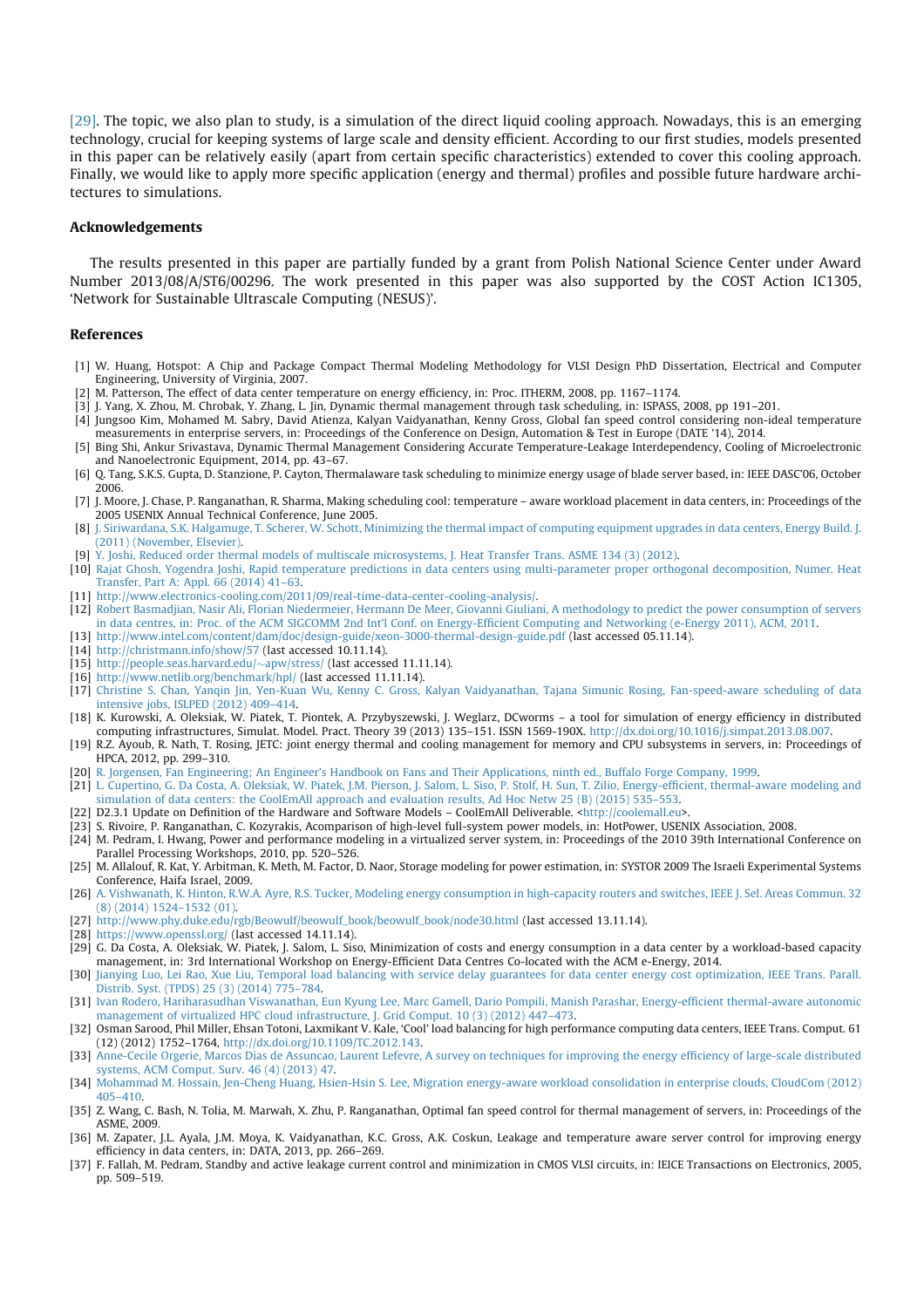[29]. The topic, we also plan to study, is a simulation of the direct liquid cooling approach. Nowadays, this is an emerging technology, crucial for keeping systems of large scale and density efficient. According to our first studies, models presented in this paper can be relatively easily (apart from certain specific characteristics) extended to cover this cooling approach. Finally, we would like to apply more specific application (energy and thermal) profiles and possible future hardware architectures to simulations.

## Acknowledgements

The results presented in this paper are partially funded by a grant from Polish National Science Center under Award Number 2013/08/A/ST6/00296. The work presented in this paper was also supported by the COST Action IC1305, 'Network for Sustainable Ultrascale Computing (NESUS)'.

## References

[1] W. Huang, Hotspot: A Chip and Package Compact Thermal Modeling Methodology for VLSI Design PhD Dissertation, Electrical and Computer Engineering, University of Virginia, 2007.
[2] M. Patterson, The effect of data center temperature on energy efficiency, in: Proc. ITHERM, 2008, pp. 1167–1174.
[3] J. Yang, X. Zhou, M. Chrobak, Y. Zhang, L. Jin, Dynamic thermal management through task scheduling, in: ISPASS, 2008, pp 191–201.
[4] Jungsoo Kim, Mohamed M. Sabry, David Atienza, Kalyan Vaidyanathan, Kenny Gross, Global fan speed control considering non-ideal temperature measurements in enterprise servers, in: Proceedings of the Conference on Design, Automation & Test in Europe (DATE '14), 2014.
[5] Bing Shi, Ankur Srivastava, Dynamic Thermal Management Considering Accurate Temperature-Leakage Interdependency, Cooling of Microelectronic and Nanoelectronic Equipment, 2014, pp. 43–67.
[6] Q. Tang, S.K.S. Gupta, D. Stanzione, P. Cayton, Thermalaware task scheduling to minimize energy usage of blade server based, in: IEEE DASC'06, October 2006.
[7] J. Moore, J. Chase, P. Ranganathan, R. Sharma, Making scheduling cool: temperature – aware workload placement in data centers, in: Proceedings of the 2005 USENIX Annual Technical Conference, June 2005.
[8] J. Siriwardana, S.K. Halgamuge, T. Scherer, W. Schott, Minimizing the thermal impact of computing equipment upgrades in data centers, Energy Build. J. (2011) (November, Elsevier).
[9] Y. Joshi, Reduced order thermal models of multiscale microsystems, J. Heat Transfer Trans. ASME 134 (3) (2012).
[10] Rajat Ghosh, Yogendra Joshi, Rapid temperature predictions in data centers using multi-parameter proper orthogonal decomposition, Numer. Heat Transfer, Part A: Appl. 66 (2014) 41–63.
[11] http://www.electronics-cooling.com/2011/09/real-time-data-center-cooling-analysis/.
[12] Robert Basmadjian, Nasir Ali, Florian Niedermeier, Hermann De Meer, Giovanni Giuliani, A methodology to predict the power consumption of servers in data centres, in: Proc. of the ACM SIGCOMM 2nd Int'l Conf. on Energy-Efficient Computing and Networking (e-Energy 2011), ACM, 2011.
[13] http://www.intel.com/content/dam/doc/design-guide/xeon-3000-thermal-design-guide.pdf (last accessed 05.11.14).
[14] http://christmann.info/show/57 (last accessed 10.11.14).
[15] http://people.seas.harvard.edu/~apw/stress/ (last accessed 11.11.14).
[16] http://www.netlib.org/benchmark/hpl/ (last accessed 11.11.14).
[17] Christine S. Chan, Yanqin Jin, Yen-Kuan Wu, Kenny C. Gross, Kalyan Vaidyanathan, Tajana Simunic Rosing, Fan-speed-aware scheduling of data intensive jobs, ISLPED (2012) 409–414.
[18] K. Kurowski, A. Oleksiak, W. Piatek, T. Piontek, A. Przybyszewski, J. Weglarz, DCworms – a tool for simulation of energy efficiency in distributed computing infrastructures, Simulat. Model. Pract. Theory 39 (2013) 135–151. ISSN 1569-190X. http://dx.doi.org/10.1016/j.simpat.2013.08.007.
[19] R.Z. Ayoub, R. Nath, T. Rosing, JETC: joint energy thermal and cooling management for memory and CPU subsystems in servers, in: Proceedings of HPCA, 2012, pp. 299–310.
[20] R. Jorgensen, Fan Engineering; An Engineer's Handbook on Fans and Their Applications, ninth ed., Buffalo Forge Company, 1999.
[21] L. Cupertino, G. Da Costa, A. Oleksiak, W. Piatek, J.M. Pierson, J. Salom, L. Siso, P. Stolf, H. Sun, T. Zilio, Energy-efficient, thermal-aware modeling and simulation of data centers: the CoolEmAll approach and evaluation results, Ad Hoc Netw 25 (B) (2015) 535–553.
[22] D2.3.1 Update on Definition of the Hardware and Software Models – CoolEmAll Deliverable. <http://coolemall.eu>.
[23] S. Rivoire, P. Ranganathan, C. Kozyrakis, Acomparison of high-level full-system power models, in: HotPower, USENIX Association, 2008.
[24] M. Pedram, I. Hwang, Power and performance modeling in a virtualized server system, in: Proceedings of the 2010 39th International Conference on Parallel Processing Workshops, 2010, pp. 520–526.
[25] M. Allalouf, R. Kat, Y. Arbitman, K. Meth, M. Factor, D. Naor, Storage modeling for power estimation, in: SYSTOR 2009 The Israeli Experimental Systems Conference, Haifa Israel, 2009.
[26] A. Vishwanath, K. Hinton, R.W.A. Ayre, R.S. Tucker, Modeling energy consumption in high-capacity routers and switches, IEEE J. Sel. Areas Commun. 32 (8) (2014) 1524–1532 (01).
[27] http://www.phy.duke.edu/rgb/Beowulf/beowulf_book/beowulf_book/node30.html (last accessed 13.11.14).
[28] https://www.openssl.org/ (last accessed 14.11.14).
[29] G. Da Costa, A. Oleksiak, W. Piatek, J. Salom, L. Siso, Minimization of costs and energy consumption in a data center by a workload-based capacity management, in: 3rd International Workshop on Energy-Efficient Data Centres Co-located with the ACM e-Energy, 2014.
[30] Jianying Luo, Lei Rao, Xue Liu, Temporal load balancing with service delay guarantees for data center energy cost optimization, IEEE Trans. Parall. Distrib. Syst. (TPDS) 25 (3) (2014) 775–784.
[31] Ivan Rodero, Hariharasudhan Viswanathan, Eun Kyung Lee, Marc Gamell, Dario Pompili, Manish Parashar, Energy-efficient thermal-aware autonomic management of virtualized HPC cloud infrastructure, J. Grid Comput. 10 (3) (2012) 447–473.
[32] Osman Sarood, Phil Miller, Ehsan Totoni, Laxmikant V. Kale, 'Cool' load balancing for high performance computing data centers, IEEE Trans. Comput. 61 (12) (2012) 1752–1764, http://dx.doi.org/10.1109/TC.2012.143.
[33] Anne-Cecile Orgerie, Marcos Dias de Assuncao, Laurent Lefevre, A survey on techniques for improving the energy efficiency of large-scale distributed systems, ACM Comput. Surv. 46 (4) (2013) 47.
[34] Mohammad M. Hossain, Jen-Cheng Huang, Hsien-Hsin S. Lee, Migration energy-aware workload consolidation in enterprise clouds, CloudCom (2012) 405–410.
[35] Z. Wang, C. Bash, N. Tolia, M. Marwah, X. Zhu, P. Ranganathan, Optimal fan speed control for thermal management of servers, in: Proceedings of the ASME, 2009.
[36] M. Zapater, J.L. Ayala, J.M. Moya, K. Vaidyanathan, K.C. Gross, A.K. Coskun, Leakage and temperature aware server control for improving energy efficiency in data centers, in: DATA, 2013, pp. 266–269.
[37] F. Fallah, M. Pedram, Standby and active leakage current control and minimization in CMOS VLSI circuits, in: IEICE Transactions on Electronics, 2005, pp. 509–519.